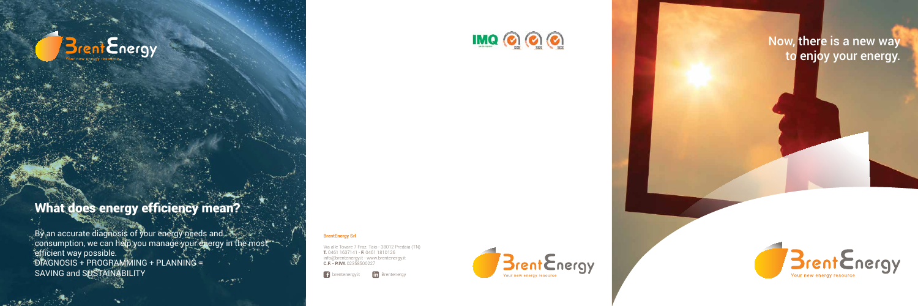BrentEnergy
Your new energy resource

## What does energy efficiency mean?

By an accurate diagnosis of your energy needs and consumption, we can help you manage your energy in the most efficient way possible.
DIAGNOSIS + PROGRAMMING + PLANNING = SAVING and SUSTAINABILITY

**BrentEnergy Srl**

Via alle Tovare 7 Fraz. Taio - 38012 Predaia (TN)
**T.** 0461 1637141 - **F.** 0461 1810126
info@brentenergy.it - www.brentenergy.it
**C.F. - P.IVA** 02358600227

brentenergy.it   Brentenergy

BrentEnergy
Your new energy resource

# Now, there is a new way to enjoy your energy.

BrentEnergy
Your new energy resource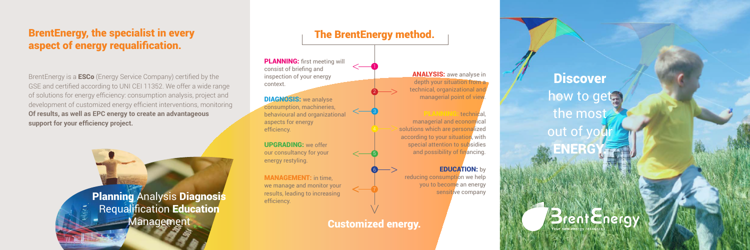## BrentEnergy, the specialist in every aspect of energy requalification.

BrentEnergy is a **ESCo** (Energy Service Company) certified by the GSE and certified according to UNI CEI 11352. We offer a wide range of solutions for energy efficiency: consumption analysis, project and development of customized energy efficient interventions, monitoring **Of results, as well as EPC energy to create an advantageous support for your efficiency project.**

**Planning** Analysis **Diagnosis** Requalification **Education** Management

## The BrentEnergy method.

1. **PLANNING:** first meeting will consist of briefing and inspection of your energy context.
2. **ANALYSIS:** awe analyse in depth your situation from a technical, organizational and managerial point of view.
3. **DIAGNOSIS:** we analyse consumption, machineries, behavioural and organizational aspects for energy efficiency.
4. **PLANNING:** technical, managerial and economical solutions which are personalized according to your situation, with special attention to subsidies and possibility of financing.
5. **UPGRADING:** we offer our consultancy for your energy restyling.
6. **EDUCATION:** by reducing consumption we help you to become an energy sensitive company
7. **MANAGEMENT:** in time, we manage and monitor your results, leading to increasing efficiency.

**Customized energy.**

**Discover** how to get the most out of your **ENERGY**

BrentEnergy
Your new energy resource